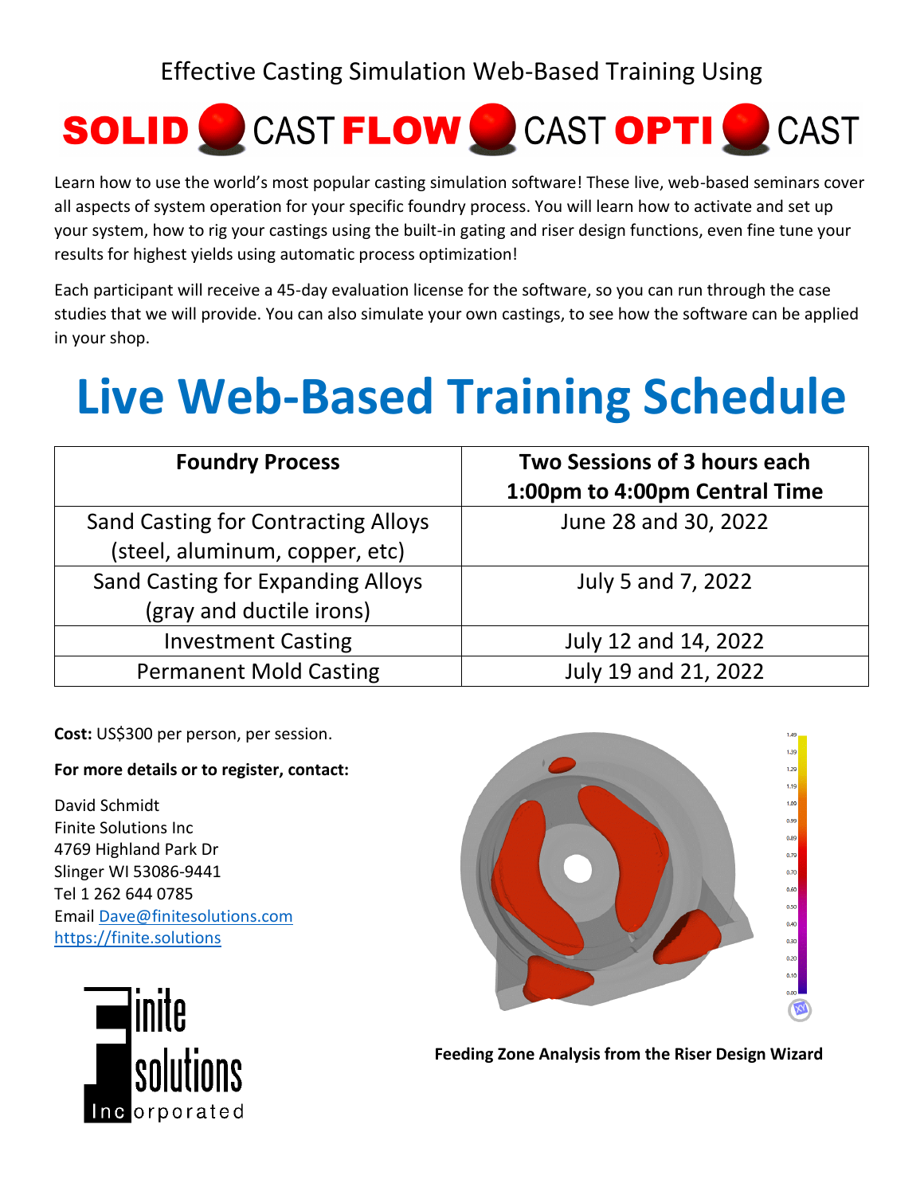Effective Casting Simulation Web-Based Training Using

# SOLIDCAST FLOWCAST OPTICAST

Learn how to use the world's most popular casting simulation software! These live, web-based seminars cover all aspects of system operation for your specific foundry process. You will learn how to activate and set up your system, how to rig your castings using the built-in gating and riser design functions, even fine tune your results for highest yields using automatic process optimization!

Each participant will receive a 45-day evaluation license for the software, so you can run through the case studies that we will provide. You can also simulate your own castings, to see how the software can be applied in your shop.

# Live Web-Based Training Schedule

| Foundry Process | Two Sessions of 3 hours each 1:00pm to 4:00pm Central Time |
|---|---|
| Sand Casting for Contracting Alloys (steel, aluminum, copper, etc) | June 28 and 30, 2022 |
| Sand Casting for Expanding Alloys (gray and ductile irons) | July 5 and 7, 2022 |
| Investment Casting | July 12 and 14, 2022 |
| Permanent Mold Casting | July 19 and 21, 2022 |

**Cost:** US$300 per person, per session.

**For more details or to register, contact:**

David Schmidt
Finite Solutions Inc
4769 Highland Park Dr
Slinger WI 53086-9441
Tel 1 262 644 0785
Email Dave@finitesolutions.com
https://finite.solutions

Finite Solutions Incorporated

**Feeding Zone Analysis from the Riser Design Wizard**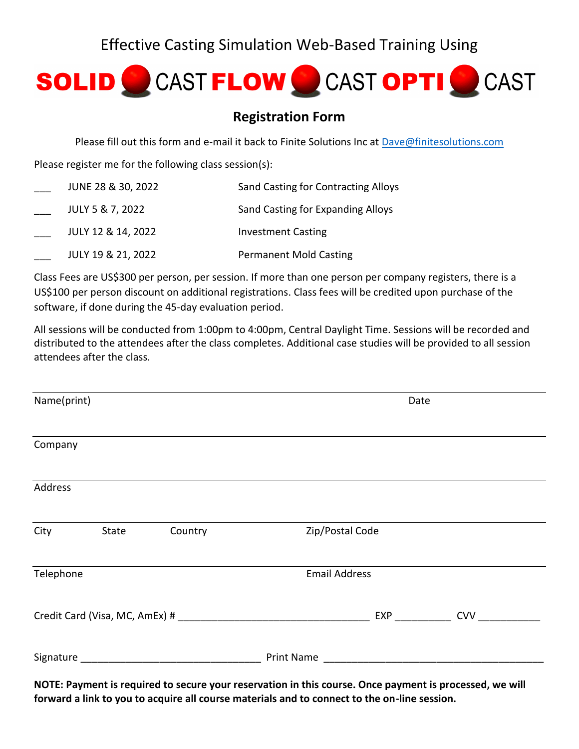Effective Casting Simulation Web-Based Training Using

# SOLID CAST FLOW CAST OPTI CAST

## Registration Form

Please fill out this form and e-mail it back to Finite Solutions Inc at Dave@finitesolutions.com

Please register me for the following class session(s):

| | | |
|---|---|---|
| ___ | JUNE 28 & 30, 2022 | Sand Casting for Contracting Alloys |
| ___ | JULY 5 & 7, 2022 | Sand Casting for Expanding Alloys |
| ___ | JULY 12 & 14, 2022 | Investment Casting |
| ___ | JULY 19 & 21, 2022 | Permanent Mold Casting |

Class Fees are US$300 per person, per session. If more than one person per company registers, there is a US$100 per person discount on additional registrations. Class fees will be credited upon purchase of the software, if done during the 45-day evaluation period.

All sessions will be conducted from 1:00pm to 4:00pm, Central Daylight Time. Sessions will be recorded and distributed to the attendees after the class completes. Additional case studies will be provided to all session attendees after the class.

Name(print) Date

Company

Address

City State Country Zip/Postal Code

Telephone Email Address

Credit Card (Visa, MC, AmEx) # ________________________________ EXP _________ CVV __________

Signature ______________________________ Print Name ____________________________________

**NOTE: Payment is required to secure your reservation in this course. Once payment is processed, we will forward a link to you to acquire all course materials and to connect to the on-line session.**